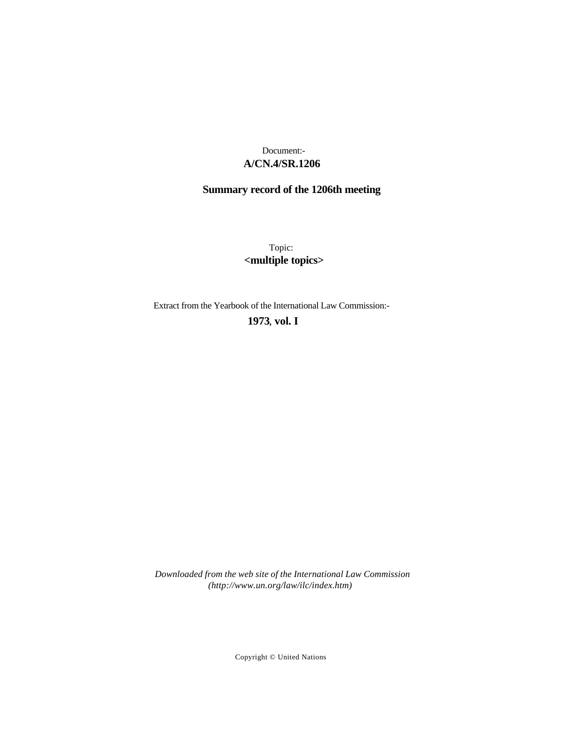Document:-
**A/CN.4/SR.1206**

**Summary record of the 1206th meeting**

Topic:
**<multiple topics>**

Extract from the Yearbook of the International Law Commission:-
**1973, vol. I**

*Downloaded from the web site of the International Law Commission (http://www.un.org/law/ilc/index.htm)*

Copyright © United Nations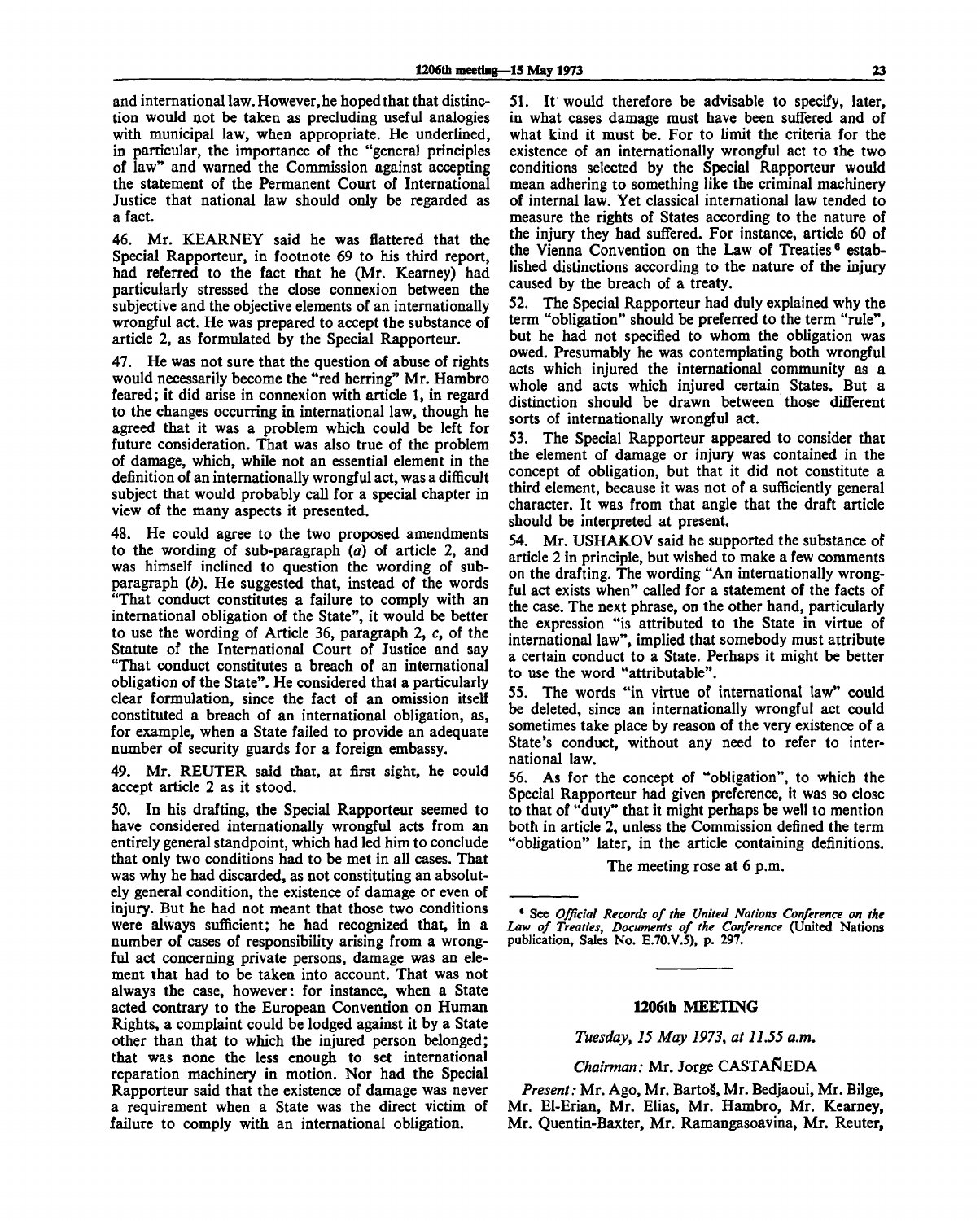and international law. However, he hoped that that distinction would not be taken as precluding useful analogies with municipal law, when appropriate. He underlined, in particular, the importance of the "general principles of law" and warned the Commission against accepting the statement of the Permanent Court of International Justice that national law should only be regarded as a fact.

46. Mr. KEARNEY said he was flattered that the Special Rapporteur, in footnote 69 to his third report, had referred to the fact that he (Mr. Kearney) had particularly stressed the close connexion between the subjective and the objective elements of an internationally wrongful act. He was prepared to accept the substance of article 2, as formulated by the Special Rapporteur.

47. He was not sure that the question of abuse of rights would necessarily become the "red herring" Mr. Hambro feared; it did arise in connexion with article 1, in regard to the changes occurring in international law, though he agreed that it was a problem which could be left for future consideration. That was also true of the problem of damage, which, while not an essential element in the definition of an internationally wrongful act, was a difficult subject that would probably call for a special chapter in view of the many aspects it presented.

48. He could agree to the two proposed amendments to the wording of sub-paragraph (*a*) of article 2, and was himself inclined to question the wording of sub-paragraph (*b*). He suggested that, instead of the words "That conduct constitutes a failure to comply with an international obligation of the State", it would be better to use the wording of Article 36, paragraph 2, *c*, of the Statute of the International Court of Justice and say "That conduct constitutes a breach of an international obligation of the State". He considered that a particularly clear formulation, since the fact of an omission itself constituted a breach of an international obligation, as, for example, when a State failed to provide an adequate number of security guards for a foreign embassy.

49. Mr. REUTER said that, at first sight, he could accept article 2 as it stood.

50. In his drafting, the Special Rapporteur seemed to have considered internationally wrongful acts from an entirely general standpoint, which had led him to conclude that only two conditions had to be met in all cases. That was why he had discarded, as not constituting an absolutely general condition, the existence of damage or even of injury. But he had not meant that those two conditions were always sufficient; he had recognized that, in a number of cases of responsibility arising from a wrongful act concerning private persons, damage was an element that had to be taken into account. That was not always the case, however: for instance, when a State acted contrary to the European Convention on Human Rights, a complaint could be lodged against it by a State other than that to which the injured person belonged; that was none the less enough to set international reparation machinery in motion. Nor had the Special Rapporteur said that the existence of damage was never a requirement when a State was the direct victim of failure to comply with an international obligation.

51. It would therefore be advisable to specify, later, in what cases damage must have been suffered and of what kind it must be. For to limit the criteria for the existence of an internationally wrongful act to the two conditions selected by the Special Rapporteur would mean adhering to something like the criminal machinery of internal law. Yet classical international law tended to measure the rights of States according to the nature of the injury they had suffered. For instance, article 60 of the Vienna Convention on the Law of Treaties[6] established distinctions according to the nature of the injury caused by the breach of a treaty.

52. The Special Rapporteur had duly explained why the term "obligation" should be preferred to the term "rule", but he had not specified to whom the obligation was owed. Presumably he was contemplating both wrongful acts which injured the international community as a whole and acts which injured certain States. But a distinction should be drawn between those different sorts of internationally wrongful act.

53. The Special Rapporteur appeared to consider that the element of damage or injury was contained in the concept of obligation, but that it did not constitute a third element, because it was not of a sufficiently general character. It was from that angle that the draft article should be interpreted at present.

54. Mr. USHAKOV said he supported the substance of article 2 in principle, but wished to make a few comments on the drafting. The wording "An internationally wrongful act exists when" called for a statement of the facts of the case. The next phrase, on the other hand, particularly the expression "is attributed to the State in virtue of international law", implied that somebody must attribute a certain conduct to a State. Perhaps it might be better to use the word "attributable".

55. The words "in virtue of international law" could be deleted, since an internationally wrongful act could sometimes take place by reason of the very existence of a State's conduct, without any need to refer to international law.

56. As for the concept of "obligation", to which the Special Rapporteur had given preference, it was so close to that of "duty" that it might perhaps be well to mention both in article 2, unless the Commission defined the term "obligation" later, in the article containing definitions.

The meeting rose at 6 p.m.

[6] See *Official Records of the United Nations Conference on the Law of Treaties, Documents of the Conference* (United Nations publication, Sales No. E.70.V.5), p. 297.

## 1206th MEETING

*Tuesday, 15 May 1973, at 11.55 a.m.*

*Chairman:* Mr. Jorge CASTAÑEDA

*Present:* Mr. Ago, Mr. Bartoš, Mr. Bedjaoui, Mr. Bilge, Mr. El-Erian, Mr. Elias, Mr. Hambro, Mr. Kearney, Mr. Quentin-Baxter, Mr. Ramangasoavina, Mr. Reuter,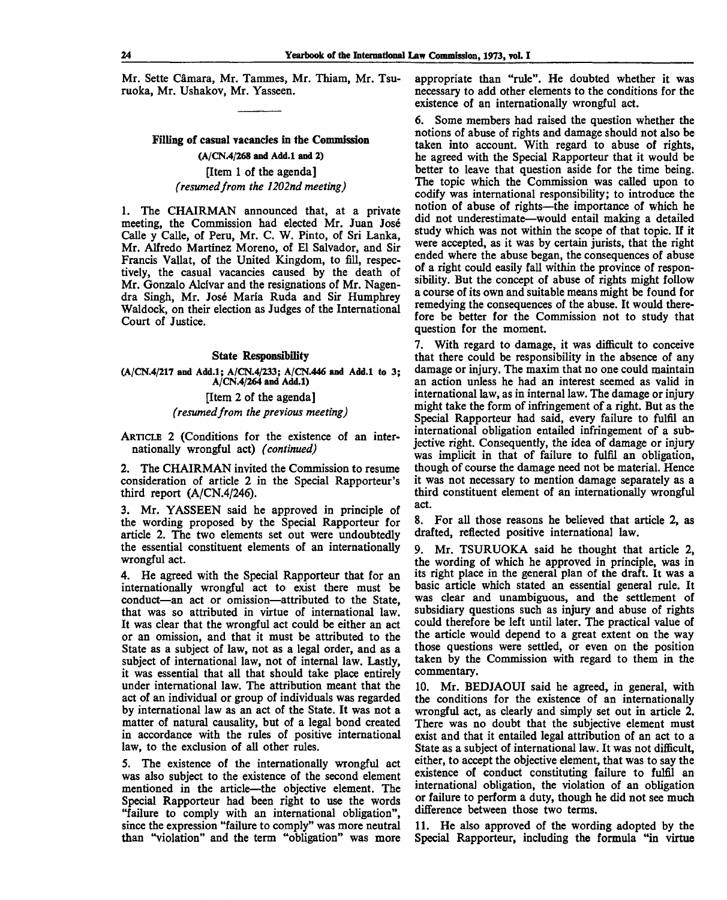Mr. Sette Câmara, Mr. Tammes, Mr. Thiam, Mr. Tsuruoka, Mr. Ushakov, Mr. Yasseen.

## Filling of casual vacancies in the Commission

**(A/CN.4/268 and Add.1 and 2)**

[Item 1 of the agenda]

*(resumed from the 1202nd meeting)*

1. The CHAIRMAN announced that, at a private meeting, the Commission had elected Mr. Juan José Calle y Calle, of Peru, Mr. C. W. Pinto, of Sri Lanka, Mr. Alfredo Martínez Moreno, of El Salvador, and Sir Francis Vallat, of the United Kingdom, to fill, respectively, the casual vacancies caused by the death of Mr. Gonzalo Alcívar and the resignations of Mr. Nagendra Singh, Mr. José María Ruda and Sir Humphrey Waldock, on their election as Judges of the International Court of Justice.

## State Responsibility

**(A/CN.4/217 and Add.1; A/CN.4/233; A/CN.446 and Add.1 to 3; A/CN.4/264 and Add.1)**

[Item 2 of the agenda]

*(resumed from the previous meeting)*

ARTICLE 2 (Conditions for the existence of an internationally wrongful act) *(continued)*

2. The CHAIRMAN invited the Commission to resume consideration of article 2 in the Special Rapporteur's third report (A/CN.4/246).

3. Mr. YASSEEN said he approved in principle of the wording proposed by the Special Rapporteur for article 2. The two elements set out were undoubtedly the essential constituent elements of an internationally wrongful act.

4. He agreed with the Special Rapporteur that for an internationally wrongful act to exist there must be conduct—an act or omission—attributed to the State, that was so attributed in virtue of international law. It was clear that the wrongful act could be either an act or an omission, and that it must be attributed to the State as a subject of law, not as a legal order, and as a subject of international law, not of internal law. Lastly, it was essential that all that should take place entirely under international law. The attribution meant that the act of an individual or group of individuals was regarded by international law as an act of the State. It was not a matter of natural causality, but of a legal bond created in accordance with the rules of positive international law, to the exclusion of all other rules.

5. The existence of the internationally wrongful act was also subject to the existence of the second element mentioned in the article—the objective element. The Special Rapporteur had been right to use the words "failure to comply with an international obligation", since the expression "failure to comply" was more neutral than "violation" and the term "obligation" was more appropriate than "rule". He doubted whether it was necessary to add other elements to the conditions for the existence of an internationally wrongful act.

6. Some members had raised the question whether the notions of abuse of rights and damage should not also be taken into account. With regard to abuse of rights, he agreed with the Special Rapporteur that it would be better to leave that question aside for the time being. The topic which the Commission was called upon to codify was international responsibility; to introduce the notion of abuse of rights—the importance of which he did not underestimate—would entail making a detailed study which was not within the scope of that topic. If it were accepted, as it was by certain jurists, that the right ended where the abuse began, the consequences of abuse of a right could easily fall within the province of responsibility. But the concept of abuse of rights might follow a course of its own and suitable means might be found for remedying the consequences of the abuse. It would therefore be better for the Commission not to study that question for the moment.

7. With regard to damage, it was difficult to conceive that there could be responsibility in the absence of any damage or injury. The maxim that no one could maintain an action unless he had an interest seemed as valid in international law, as in internal law. The damage or injury might take the form of infringement of a right. But as the Special Rapporteur had said, every failure to fulfil an international obligation entailed infringement of a subjective right. Consequently, the idea of damage or injury was implicit in that of failure to fulfil an obligation, though of course the damage need not be material. Hence it was not necessary to mention damage separately as a third constituent element of an internationally wrongful act.

8. For all those reasons he believed that article 2, as drafted, reflected positive international law.

9. Mr. TSURUOKA said he thought that article 2, the wording of which he approved in principle, was in its right place in the general plan of the draft. It was a basic article which stated an essential general rule. It was clear and unambiguous, and the settlement of subsidiary questions such as injury and abuse of rights could therefore be left until later. The practical value of the article would depend to a great extent on the way those questions were settled, or even on the position taken by the Commission with regard to them in the commentary.

10. Mr. BEDJAOUI said he agreed, in general, with the conditions for the existence of an internationally wrongful act, as clearly and simply set out in article 2. There was no doubt that the subjective element must exist and that it entailed legal attribution of an act to a State as a subject of international law. It was not difficult, either, to accept the objective element, that was to say the existence of conduct constituting failure to fulfil an international obligation, the violation of an obligation or failure to perform a duty, though he did not see much difference between those two terms.

11. He also approved of the wording adopted by the Special Rapporteur, including the formula "in virtue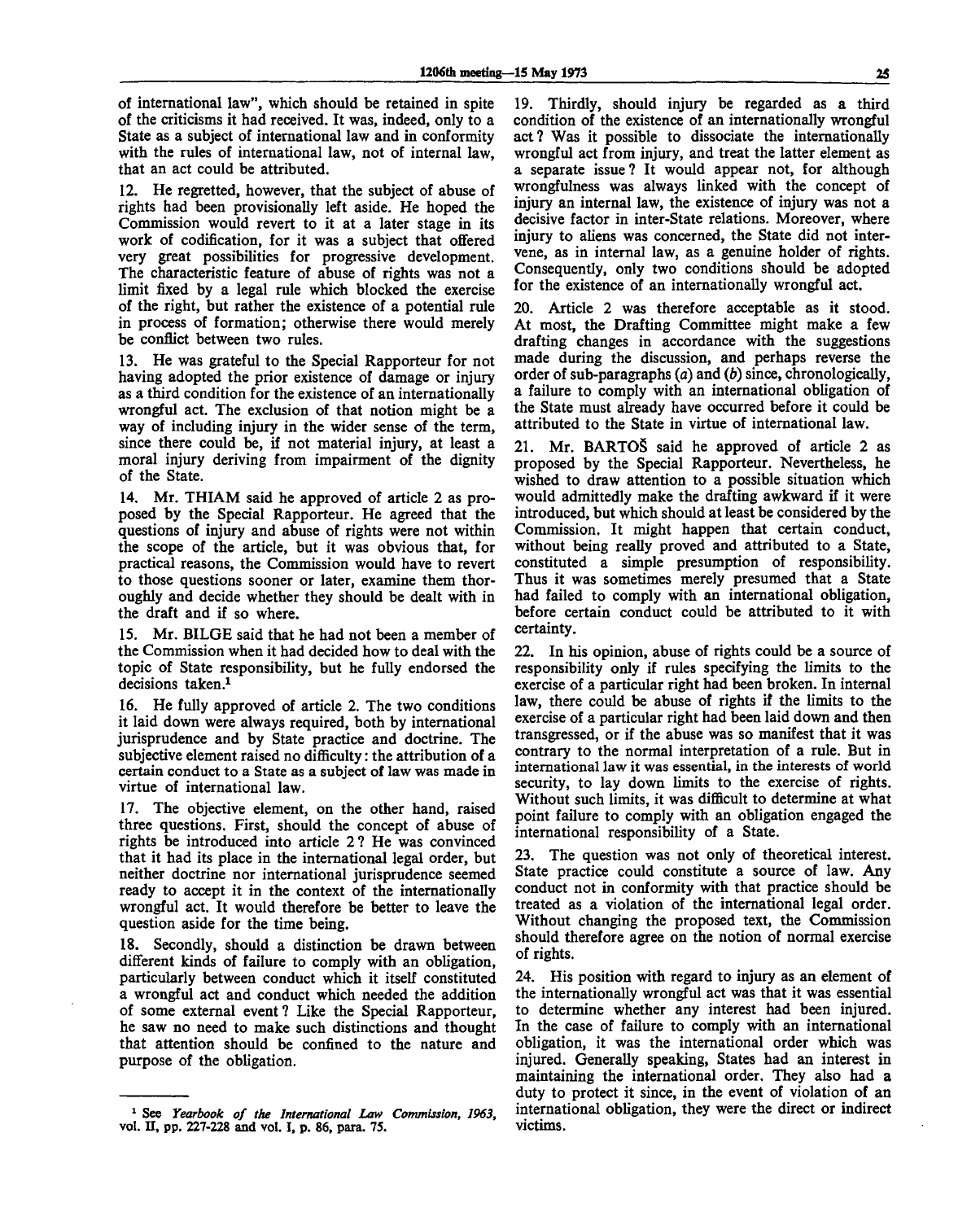of international law", which should be retained in spite of the criticisms it had received. It was, indeed, only to a State as a subject of international law and in conformity with the rules of international law, not of internal law, that an act could be attributed.

12. He regretted, however, that the subject of abuse of rights had been provisionally left aside. He hoped the Commission would revert to it at a later stage in its work of codification, for it was a subject that offered very great possibilities for progressive development. The characteristic feature of abuse of rights was not a limit fixed by a legal rule which blocked the exercise of the right, but rather the existence of a potential rule in process of formation; otherwise there would merely be conflict between two rules.

13. He was grateful to the Special Rapporteur for not having adopted the prior existence of damage or injury as a third condition for the existence of an internationally wrongful act. The exclusion of that notion might be a way of including injury in the wider sense of the term, since there could be, if not material injury, at least a moral injury deriving from impairment of the dignity of the State.

14. Mr. THIAM said he approved of article 2 as proposed by the Special Rapporteur. He agreed that the questions of injury and abuse of rights were not within the scope of the article, but it was obvious that, for practical reasons, the Commission would have to revert to those questions sooner or later, examine them thoroughly and decide whether they should be dealt with in the draft and if so where.

15. Mr. BILGE said that he had not been a member of the Commission when it had decided how to deal with the topic of State responsibility, but he fully endorsed the decisions taken.[1]

16. He fully approved of article 2. The two conditions it laid down were always required, both by international jurisprudence and by State practice and doctrine. The subjective element raised no difficulty: the attribution of a certain conduct to a State as a subject of law was made in virtue of international law.

17. The objective element, on the other hand, raised three questions. First, should the concept of abuse of rights be introduced into article 2? He was convinced that it had its place in the international legal order, but neither doctrine nor international jurisprudence seemed ready to accept it in the context of the internationally wrongful act. It would therefore be better to leave the question aside for the time being.

18. Secondly, should a distinction be drawn between different kinds of failure to comply with an obligation, particularly between conduct which it itself constituted a wrongful act and conduct which needed the addition of some external event? Like the Special Rapporteur, he saw no need to make such distinctions and thought that attention should be confined to the nature and purpose of the obligation.

19. Thirdly, should injury be regarded as a third condition of the existence of an internationally wrongful act? Was it possible to dissociate the internationally wrongful act from injury, and treat the latter element as a separate issue? It would appear not, for although wrongfulness was always linked with the concept of injury an internal law, the existence of injury was not a decisive factor in inter-State relations. Moreover, where injury to aliens was concerned, the State did not intervene, as in internal law, as a genuine holder of rights. Consequently, only two conditions should be adopted for the existence of an internationally wrongful act.

20. Article 2 was therefore acceptable as it stood. At most, the Drafting Committee might make a few drafting changes in accordance with the suggestions made during the discussion, and perhaps reverse the order of sub-paragraphs (*a*) and (*b*) since, chronologically, a failure to comply with an international obligation of the State must already have occurred before it could be attributed to the State in virtue of international law.

21. Mr. BARTOŠ said he approved of article 2 as proposed by the Special Rapporteur. Nevertheless, he wished to draw attention to a possible situation which would admittedly make the drafting awkward if it were introduced, but which should at least be considered by the Commission. It might happen that certain conduct, without being really proved and attributed to a State, constituted a simple presumption of responsibility. Thus it was sometimes merely presumed that a State had failed to comply with an international obligation, before certain conduct could be attributed to it with certainty.

22. In his opinion, abuse of rights could be a source of responsibility only if rules specifying the limits to the exercise of a particular right had been broken. In internal law, there could be abuse of rights if the limits to the exercise of a particular right had been laid down and then transgressed, or if the abuse was so manifest that it was contrary to the normal interpretation of a rule. But in international law it was essential, in the interests of world security, to lay down limits to the exercise of rights. Without such limits, it was difficult to determine at what point failure to comply with an obligation engaged the international responsibility of a State.

23. The question was not only of theoretical interest. State practice could constitute a source of law. Any conduct not in conformity with that practice should be treated as a violation of the international legal order. Without changing the proposed text, the Commission should therefore agree on the notion of normal exercise of rights.

24. His position with regard to injury as an element of the internationally wrongful act was that it was essential to determine whether any interest had been injured. In the case of failure to comply with an international obligation, it was the international order which was injured. Generally speaking, States had an interest in maintaining the international order. They also had a duty to protect it since, in the event of violation of an international obligation, they were the direct or indirect victims.

---

[1] See *Yearbook of the International Law Commission, 1963*, vol. II, pp. 227-228 and vol. I, p. 86, para. 75.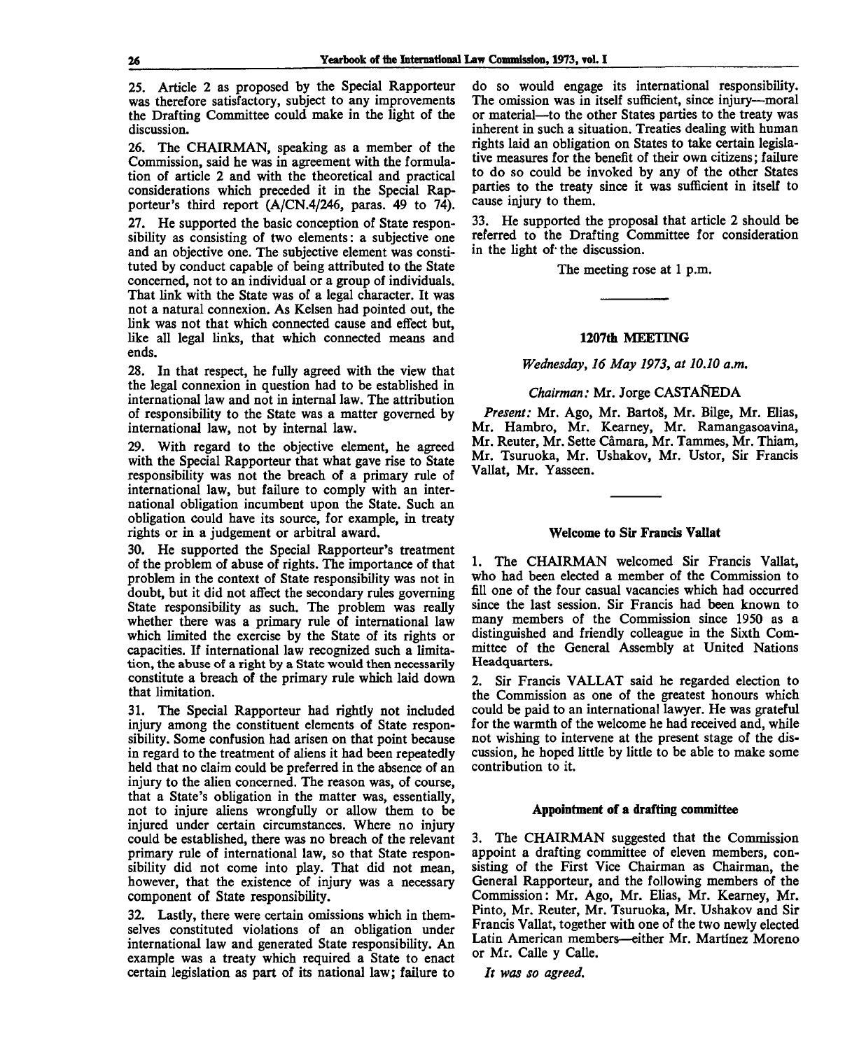25. Article 2 as proposed by the Special Rapporteur was therefore satisfactory, subject to any improvements the Drafting Committee could make in the light of the discussion.

26. The CHAIRMAN, speaking as a member of the Commission, said he was in agreement with the formulation of article 2 and with the theoretical and practical considerations which preceded it in the Special Rapporteur's third report (A/CN.4/246, paras. 49 to 74).

27. He supported the basic conception of State responsibility as consisting of two elements: a subjective one and an objective one. The subjective element was constituted by conduct capable of being attributed to the State concerned, not to an individual or a group of individuals. That link with the State was of a legal character. It was not a natural connexion. As Kelsen had pointed out, the link was not that which connected cause and effect but, like all legal links, that which connected means and ends.

28. In that respect, he fully agreed with the view that the legal connexion in question had to be established in international law and not in internal law. The attribution of responsibility to the State was a matter governed by international law, not by internal law.

29. With regard to the objective element, he agreed with the Special Rapporteur that what gave rise to State responsibility was not the breach of a primary rule of international law, but failure to comply with an international obligation incumbent upon the State. Such an obligation could have its source, for example, in treaty rights or in a judgement or arbitral award.

30. He supported the Special Rapporteur's treatment of the problem of abuse of rights. The importance of that problem in the context of State responsibility was not in doubt, but it did not affect the secondary rules governing State responsibility as such. The problem was really whether there was a primary rule of international law which limited the exercise by the State of its rights or capacities. If international law recognized such a limitation, the abuse of a right by a State would then necessarily constitute a breach of the primary rule which laid down that limitation.

31. The Special Rapporteur had rightly not included injury among the constituent elements of State responsibility. Some confusion had arisen on that point because in regard to the treatment of aliens it had been repeatedly held that no claim could be preferred in the absence of an injury to the alien concerned. The reason was, of course, that a State's obligation in the matter was, essentially, not to injure aliens wrongfully or allow them to be injured under certain circumstances. Where no injury could be established, there was no breach of the relevant primary rule of international law, so that State responsibility did not come into play. That did not mean, however, that the existence of injury was a necessary component of State responsibility.

32. Lastly, there were certain omissions which in themselves constituted violations of an obligation under international law and generated State responsibility. An example was a treaty which required a State to enact certain legislation as part of its national law; failure to do so would engage its international responsibility. The omission was in itself sufficient, since injury—moral or material—to the other States parties to the treaty was inherent in such a situation. Treaties dealing with human rights laid an obligation on States to take certain legislative measures for the benefit of their own citizens; failure to do so could be invoked by any of the other States parties to the treaty since it was sufficient in itself to cause injury to them.

33. He supported the proposal that article 2 should be referred to the Drafting Committee for consideration in the light of the discussion.

The meeting rose at 1 p.m.

## 1207th MEETING

*Wednesday, 16 May 1973, at 10.10 a.m.*

*Chairman:* Mr. Jorge CASTAÑEDA

*Present:* Mr. Ago, Mr. Bartoš, Mr. Bilge, Mr. Elias, Mr. Hambro, Mr. Kearney, Mr. Ramangasoavina, Mr. Reuter, Mr. Sette Câmara, Mr. Tammes, Mr. Thiam, Mr. Tsuruoka, Mr. Ushakov, Mr. Ustor, Sir Francis Vallat, Mr. Yasseen.

### Welcome to Sir Francis Vallat

1. The CHAIRMAN welcomed Sir Francis Vallat, who had been elected a member of the Commission to fill one of the four casual vacancies which had occurred since the last session. Sir Francis had been known to many members of the Commission since 1950 as a distinguished and friendly colleague in the Sixth Committee of the General Assembly at United Nations Headquarters.

2. Sir Francis VALLAT said he regarded election to the Commission as one of the greatest honours which could be paid to an international lawyer. He was grateful for the warmth of the welcome he had received and, while not wishing to intervene at the present stage of the discussion, he hoped little by little to be able to make some contribution to it.

### Appointment of a drafting committee

3. The CHAIRMAN suggested that the Commission appoint a drafting committee of eleven members, consisting of the First Vice Chairman as Chairman, the General Rapporteur, and the following members of the Commission: Mr. Ago, Mr. Elias, Mr. Kearney, Mr. Pinto, Mr. Reuter, Mr. Tsuruoka, Mr. Ushakov and Sir Francis Vallat, together with one of the two newly elected Latin American members—either Mr. Martínez Moreno or Mr. Calle y Calle.

*It was so agreed.*